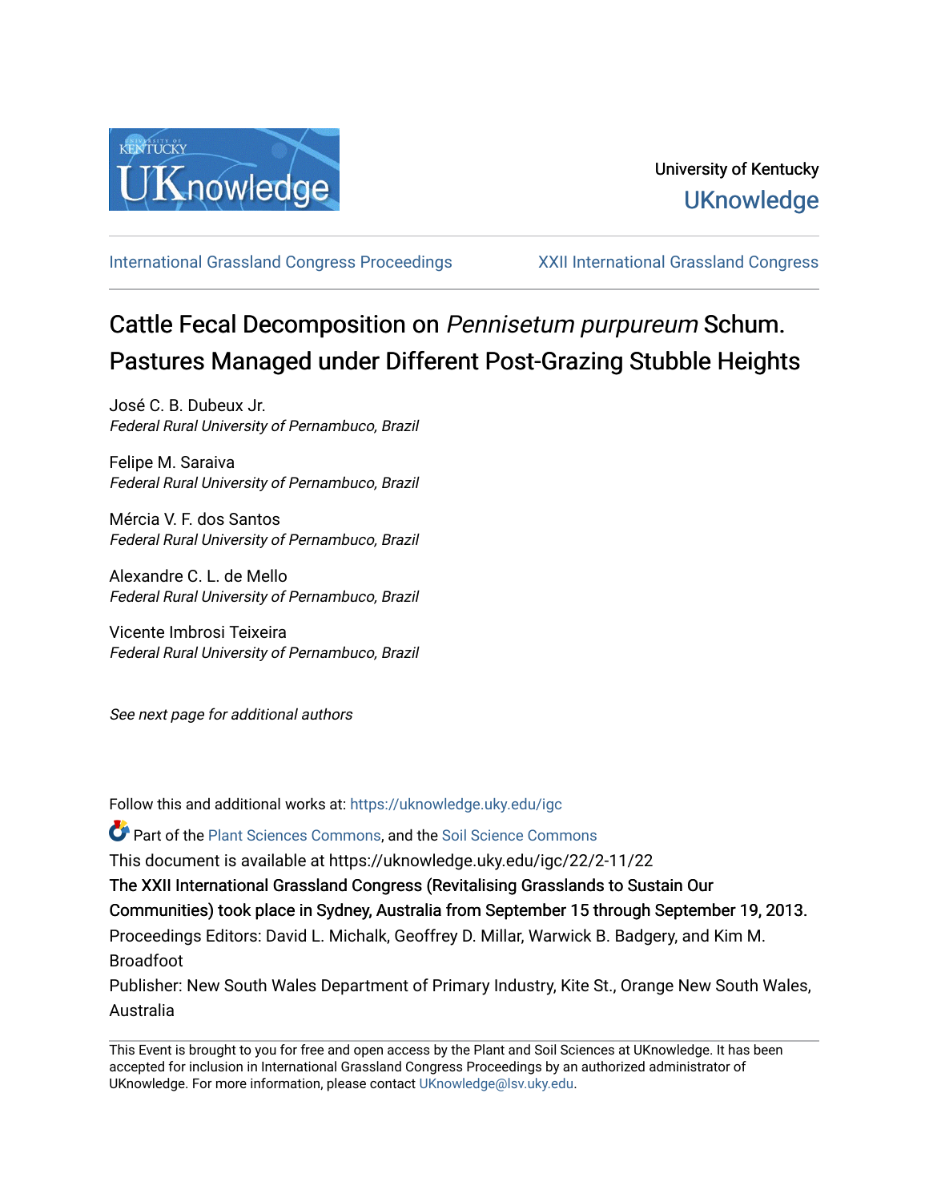University of Kentucky
UKnowledge

International Grassland Congress Proceedings | XXII International Grassland Congress

# Cattle Fecal Decomposition on *Pennisetum purpureum* Schum. Pastures Managed under Different Post-Grazing Stubble Heights

José C. B. Dubeux Jr.
*Federal Rural University of Pernambuco, Brazil*

Felipe M. Saraiva
*Federal Rural University of Pernambuco, Brazil*

Mércia V. F. dos Santos
*Federal Rural University of Pernambuco, Brazil*

Alexandre C. L. de Mello
*Federal Rural University of Pernambuco, Brazil*

Vicente Imbrosi Teixeira
*Federal Rural University of Pernambuco, Brazil*

*See next page for additional authors*

Follow this and additional works at: https://uknowledge.uky.edu/igc

Part of the Plant Sciences Commons, and the Soil Science Commons

This document is available at https://uknowledge.uky.edu/igc/22/2-11/22

The XXII International Grassland Congress (Revitalising Grasslands to Sustain Our Communities) took place in Sydney, Australia from September 15 through September 19, 2013.

Proceedings Editors: David L. Michalk, Geoffrey D. Millar, Warwick B. Badgery, and Kim M. Broadfoot

Publisher: New South Wales Department of Primary Industry, Kite St., Orange New South Wales, Australia

This Event is brought to you for free and open access by the Plant and Soil Sciences at UKnowledge. It has been accepted for inclusion in International Grassland Congress Proceedings by an authorized administrator of UKnowledge. For more information, please contact UKnowledge@lsv.uky.edu.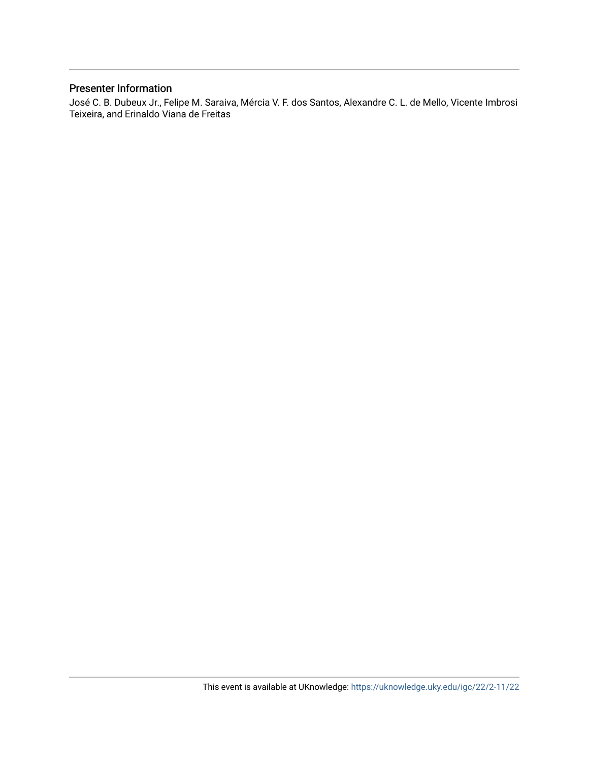## Presenter Information

José C. B. Dubeux Jr., Felipe M. Saraiva, Mércia V. F. dos Santos, Alexandre C. L. de Mello, Vicente Imbrosi Teixeira, and Erinaldo Viana de Freitas

This event is available at UKnowledge: https://uknowledge.uky.edu/igc/22/2-11/22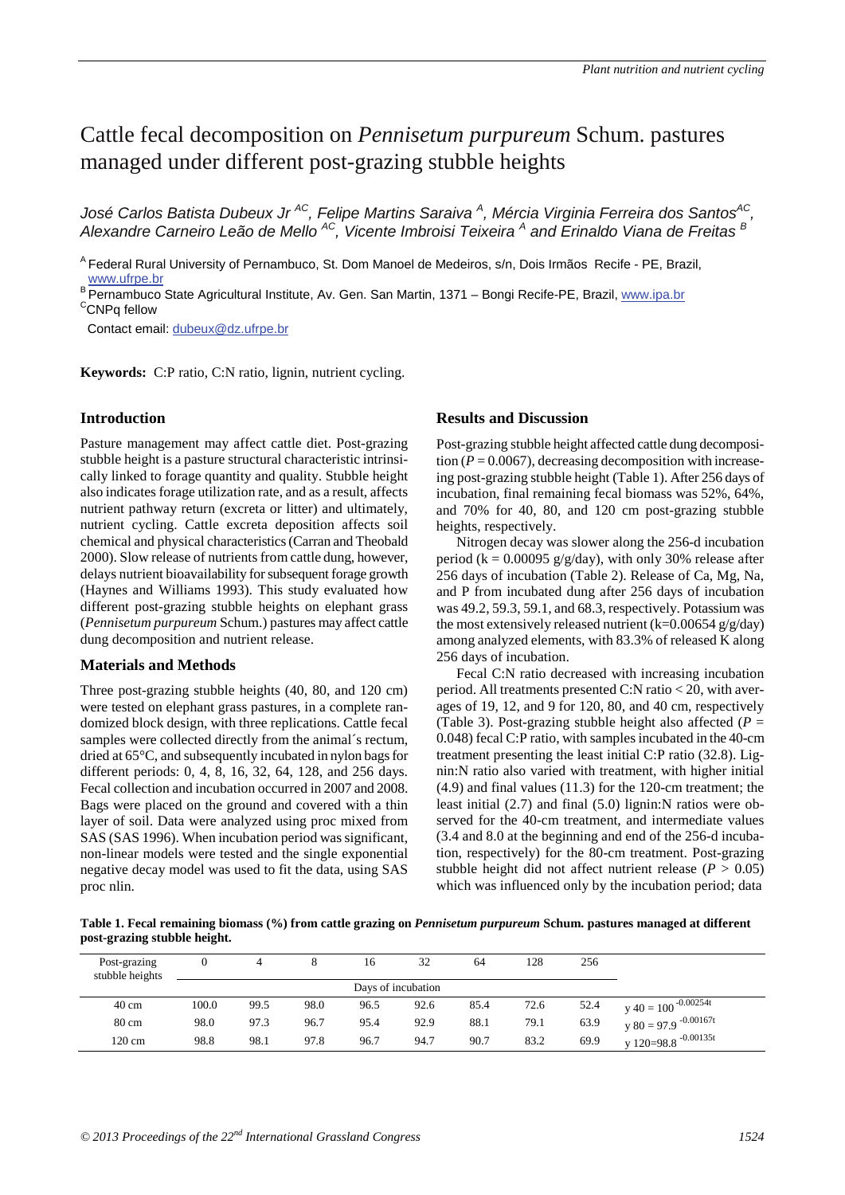# Cattle fecal decomposition on *Pennisetum purpureum* Schum. pastures managed under different post-grazing stubble heights

*José Carlos Batista Dubeux Jr [AC], Felipe Martins Saraiva [A], Mércia Virginia Ferreira dos Santos[AC], Alexandre Carneiro Leão de Mello [AC], Vicente Imbroisi Teixeira [A] and Erinaldo Viana de Freitas [B]*

[A] Federal Rural University of Pernambuco, St. Dom Manoel de Medeiros, s/n, Dois Irmãos Recife - PE, Brazil, www.ufrpe.br
[B] Pernambuco State Agricultural Institute, Av. Gen. San Martin, 1371 – Bongi Recife-PE, Brazil, www.ipa.br
[C] CNPq fellow

Contact email: dubeux@dz.ufrpe.br

**Keywords:** C:P ratio, C:N ratio, lignin, nutrient cycling.

## Introduction

Pasture management may affect cattle diet. Post-grazing stubble height is a pasture structural characteristic intrinsically linked to forage quantity and quality. Stubble height also indicates forage utilization rate, and as a result, affects nutrient pathway return (excreta or litter) and ultimately, nutrient cycling. Cattle excreta deposition affects soil chemical and physical characteristics (Carran and Theobald 2000). Slow release of nutrients from cattle dung, however, delays nutrient bioavailability for subsequent forage growth (Haynes and Williams 1993). This study evaluated how different post-grazing stubble heights on elephant grass (*Pennisetum purpureum* Schum.) pastures may affect cattle dung decomposition and nutrient release.

## Materials and Methods

Three post-grazing stubble heights (40, 80, and 120 cm) were tested on elephant grass pastures, in a complete randomized block design, with three replications. Cattle fecal samples were collected directly from the animal´s rectum, dried at 65°C, and subsequently incubated in nylon bags for different periods: 0, 4, 8, 16, 32, 64, 128, and 256 days. Fecal collection and incubation occurred in 2007 and 2008. Bags were placed on the ground and covered with a thin layer of soil. Data were analyzed using proc mixed from SAS (SAS 1996). When incubation period was significant, non-linear models were tested and the single exponential negative decay model was used to fit the data, using SAS proc nlin.

## Results and Discussion

Post-grazing stubble height affected cattle dung decomposition ($P = 0.0067$), decreasing decomposition with increaseing post-grazing stubble height (Table 1). After 256 days of incubation, final remaining fecal biomass was 52%, 64%, and 70% for 40, 80, and 120 cm post-grazing stubble heights, respectively.

Nitrogen decay was slower along the 256-d incubation period (k = 0.00095 g/g/day), with only 30% release after 256 days of incubation (Table 2). Release of Ca, Mg, Na, and P from incubated dung after 256 days of incubation was 49.2, 59.3, 59.1, and 68.3, respectively. Potassium was the most extensively released nutrient (k=0.00654 g/g/day) among analyzed elements, with 83.3% of released K along 256 days of incubation.

Fecal C:N ratio decreased with increasing incubation period. All treatments presented C:N ratio < 20, with averages of 19, 12, and 9 for 120, 80, and 40 cm, respectively (Table 3). Post-grazing stubble height also affected ($P = 0.048$) fecal C:P ratio, with samples incubated in the 40-cm treatment presenting the least initial C:P ratio (32.8). Lignin:N ratio also varied with treatment, with higher initial (4.9) and final values (11.3) for the 120-cm treatment; the least initial (2.7) and final (5.0) lignin:N ratios were observed for the 40-cm treatment, and intermediate values (3.4 and 8.0 at the beginning and end of the 256-d incubation, respectively) for the 80-cm treatment. Post-grazing stubble height did not affect nutrient release ($P > 0.05$) which was influenced only by the incubation period; data

**Table 1. Fecal remaining biomass (%) from cattle grazing on *Pennisetum purpureum* Schum. pastures managed at different post-grazing stubble height.**

| Post-grazing stubble heights | 0 | 4 | 8 | 16 | 32 | 64 | 128 | 256 | |
|---|---|---|---|---|---|---|---|---|---|
| | Days of incubation | | | | | | | | |
| 40 cm | 100.0 | 99.5 | 98.0 | 96.5 | 92.6 | 85.4 | 72.6 | 52.4 | $y_{40} = 100^{-0.00254t}$ |
| 80 cm | 98.0 | 97.3 | 96.7 | 95.4 | 92.9 | 88.1 | 79.1 | 63.9 | $y_{80} = 97.9^{-0.00167t}$ |
| 120 cm | 98.8 | 98.1 | 97.8 | 96.7 | 94.7 | 90.7 | 83.2 | 69.9 | $y_{120} = 98.8^{-0.00135t}$ |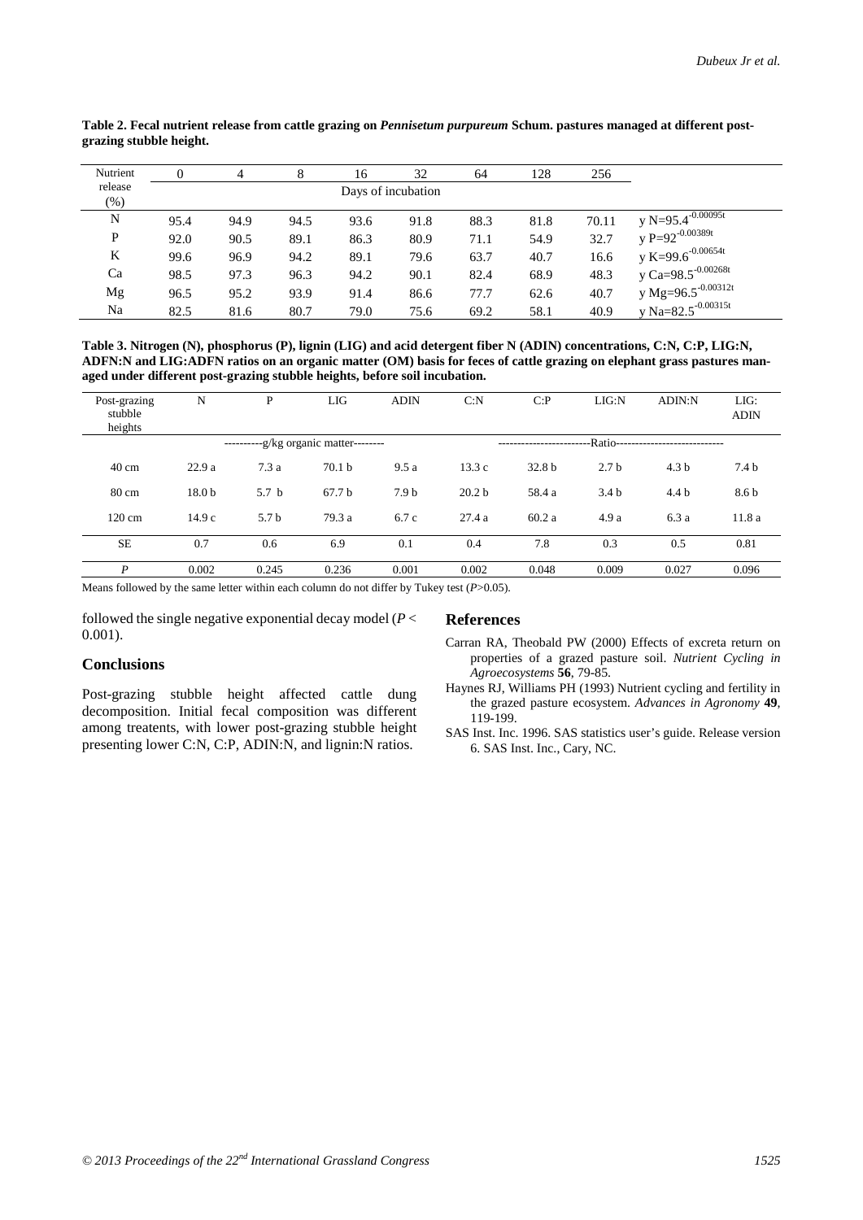**Table 2. Fecal nutrient release from cattle grazing on *Pennisetum purpureum* Schum. pastures managed at different post-grazing stubble height.**

| Nutrient release (%) | 0 | 4 | 8 | 16 | 32 | 64 | 128 | 256 | |
|---|---|---|---|---|---|---|---|---|---|
| | Days of incubation | | | | | | | | |
| N | 95.4 | 94.9 | 94.5 | 93.6 | 91.8 | 88.3 | 81.8 | 70.11 | y $N=95.4^{-0.00095t}$ |
| P | 92.0 | 90.5 | 89.1 | 86.3 | 80.9 | 71.1 | 54.9 | 32.7 | y $P=92^{-0.00389t}$ |
| K | 99.6 | 96.9 | 94.2 | 89.1 | 79.6 | 63.7 | 40.7 | 16.6 | y $K=99.6^{-0.00654t}$ |
| Ca | 98.5 | 97.3 | 96.3 | 94.2 | 90.1 | 82.4 | 68.9 | 48.3 | y $Ca=98.5^{-0.00268t}$ |
| Mg | 96.5 | 95.2 | 93.9 | 91.4 | 86.6 | 77.7 | 62.6 | 40.7 | y $Mg=96.5^{-0.00312t}$ |
| Na | 82.5 | 81.6 | 80.7 | 79.0 | 75.6 | 69.2 | 58.1 | 40.9 | y $Na=82.5^{-0.00315t}$ |

**Table 3. Nitrogen (N), phosphorus (P), lignin (LIG) and acid detergent fiber N (ADIN) concentrations, C:N, C:P, LIG:N, ADFN:N and LIG:ADFN ratios on an organic matter (OM) basis for feces of cattle grazing on elephant grass pastures managed under different post-grazing stubble heights, before soil incubation.**

| Post-grazing stubble heights | N | P | LIG | ADIN | C:N | C:P | LIG:N | ADIN:N | LIG: ADIN |
|---|---|---|---|---|---|---|---|---|---|
| | ----------g/kg organic matter-------- | | | | ------------------------Ratio---------------------------- | | | | |
| 40 cm | 22.9 a | 7.3 a | 70.1 b | 9.5 a | 13.3 c | 32.8 b | 2.7 b | 4.3 b | 7.4 b |
| 80 cm | 18.0 b | 5.7 b | 67.7 b | 7.9 b | 20.2 b | 58.4 a | 3.4 b | 4.4 b | 8.6 b |
| 120 cm | 14.9 c | 5.7 b | 79.3 a | 6.7 c | 27.4 a | 60.2 a | 4.9 a | 6.3 a | 11.8 a |
| SE | 0.7 | 0.6 | 6.9 | 0.1 | 0.4 | 7.8 | 0.3 | 0.5 | 0.81 |
| *P* | 0.002 | 0.245 | 0.236 | 0.001 | 0.002 | 0.048 | 0.009 | 0.027 | 0.096 |

Means followed by the same letter within each column do not differ by Tukey test ($P>0.05$).

followed the single negative exponential decay model ($P < 0.001$).

## Conclusions

Post-grazing stubble height affected cattle dung decomposition. Initial fecal composition was different among treatents, with lower post-grazing stubble height presenting lower C:N, C:P, ADIN:N, and lignin:N ratios.

## References

Carran RA, Theobald PW (2000) Effects of excreta return on properties of a grazed pasture soil. *Nutrient Cycling in Agroecosystems* **56**, 79-85.

Haynes RJ, Williams PH (1993) Nutrient cycling and fertility in the grazed pasture ecosystem. *Advances in Agronomy* **49**, 119-199.

SAS Inst. Inc. 1996. SAS statistics user's guide. Release version 6. SAS Inst. Inc., Cary, NC.